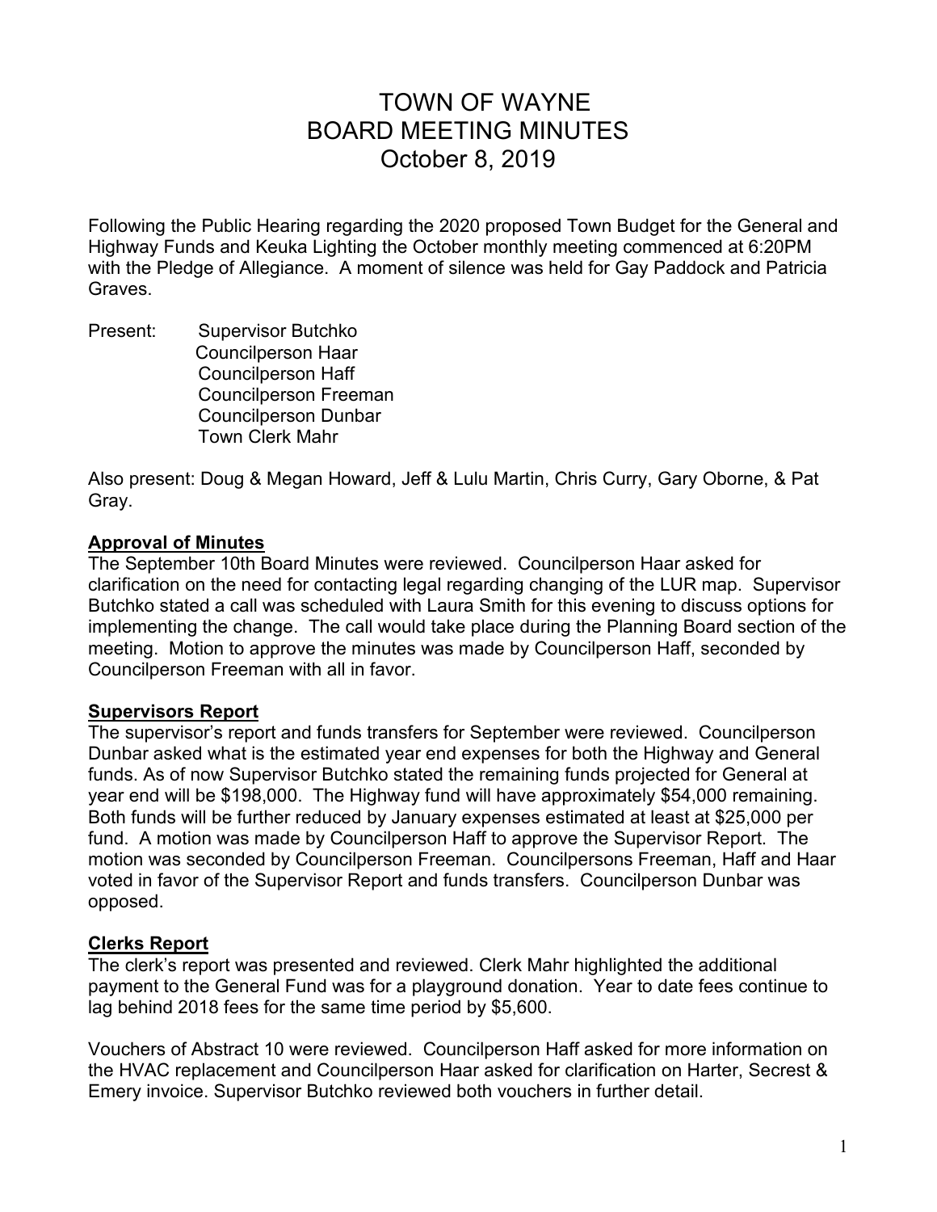# TOWN OF WAYNE
# BOARD MEETING MINUTES
# October 8, 2019

Following the Public Hearing regarding the 2020 proposed Town Budget for the General and Highway Funds and Keuka Lighting the October monthly meeting commenced at 6:20PM with the Pledge of Allegiance. A moment of silence was held for Gay Paddock and Patricia Graves.

Present:
- Supervisor Butchko
- Councilperson Haar
- Councilperson Haff
- Councilperson Freeman
- Councilperson Dunbar
- Town Clerk Mahr

Also present: Doug & Megan Howard, Jeff & Lulu Martin, Chris Curry, Gary Oborne, & Pat Gray.

**Approval of Minutes**

The September 10th Board Minutes were reviewed. Councilperson Haar asked for clarification on the need for contacting legal regarding changing of the LUR map. Supervisor Butchko stated a call was scheduled with Laura Smith for this evening to discuss options for implementing the change. The call would take place during the Planning Board section of the meeting. Motion to approve the minutes was made by Councilperson Haff, seconded by Councilperson Freeman with all in favor.

**Supervisors Report**

The supervisor's report and funds transfers for September were reviewed. Councilperson Dunbar asked what is the estimated year end expenses for both the Highway and General funds. As of now Supervisor Butchko stated the remaining funds projected for General at year end will be $198,000. The Highway fund will have approximately $54,000 remaining. Both funds will be further reduced by January expenses estimated at least at $25,000 per fund. A motion was made by Councilperson Haff to approve the Supervisor Report. The motion was seconded by Councilperson Freeman. Councilpersons Freeman, Haff and Haar voted in favor of the Supervisor Report and funds transfers. Councilperson Dunbar was opposed.

**Clerks Report**

The clerk's report was presented and reviewed. Clerk Mahr highlighted the additional payment to the General Fund was for a playground donation. Year to date fees continue to lag behind 2018 fees for the same time period by $5,600.

Vouchers of Abstract 10 were reviewed. Councilperson Haff asked for more information on the HVAC replacement and Councilperson Haar asked for clarification on Harter, Secrest & Emery invoice. Supervisor Butchko reviewed both vouchers in further detail.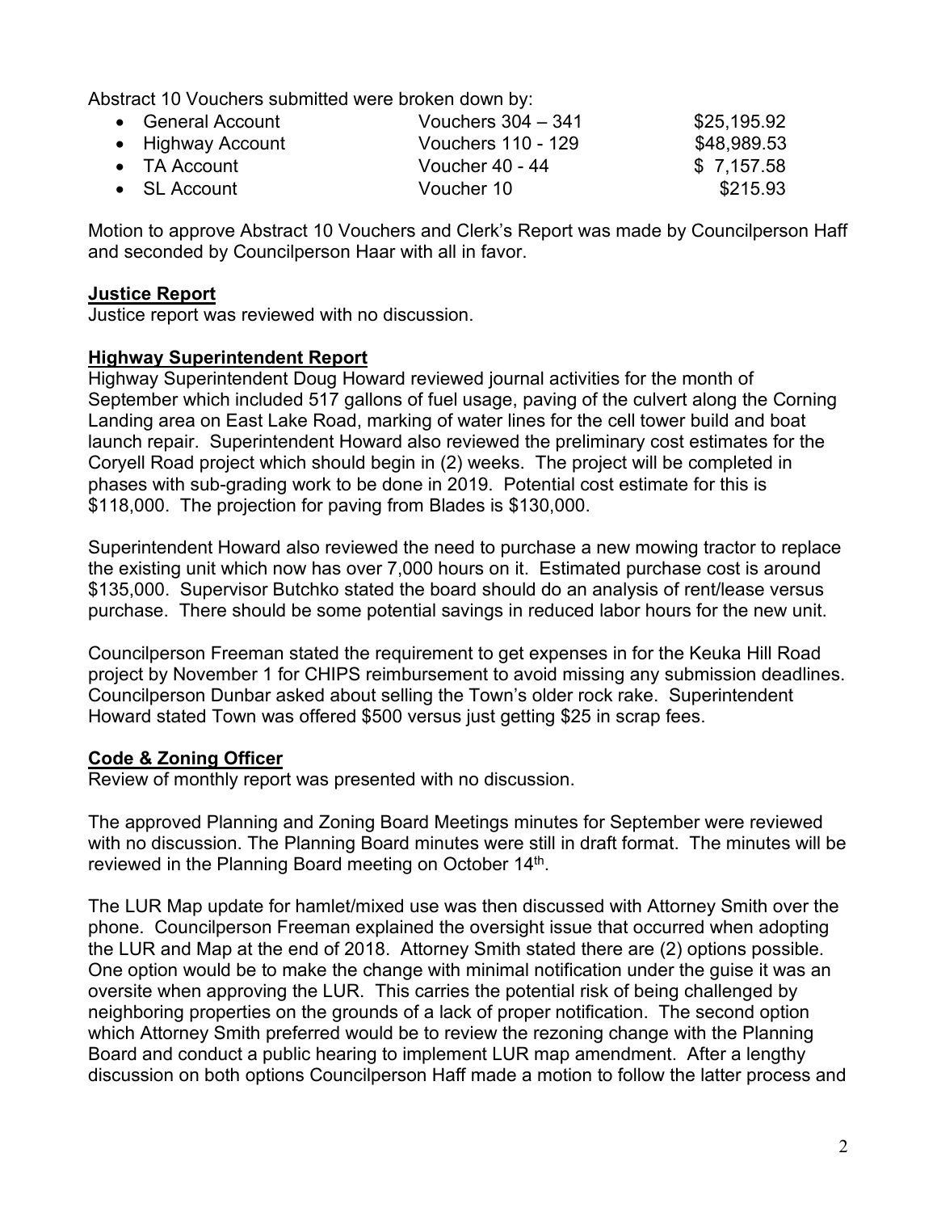Abstract 10 Vouchers submitted were broken down by:

- General Account Vouchers 304 – 341 $25,195.92
- Highway Account Vouchers 110 - 129 $48,989.53
- TA Account Voucher 40 - 44 $ 7,157.58
- SL Account Voucher 10 $215.93

Motion to approve Abstract 10 Vouchers and Clerk's Report was made by Councilperson Haff and seconded by Councilperson Haar with all in favor.

**Justice Report**

Justice report was reviewed with no discussion.

**Highway Superintendent Report**

Highway Superintendent Doug Howard reviewed journal activities for the month of September which included 517 gallons of fuel usage, paving of the culvert along the Corning Landing area on East Lake Road, marking of water lines for the cell tower build and boat launch repair. Superintendent Howard also reviewed the preliminary cost estimates for the Coryell Road project which should begin in (2) weeks. The project will be completed in phases with sub-grading work to be done in 2019. Potential cost estimate for this is $118,000. The projection for paving from Blades is $130,000.

Superintendent Howard also reviewed the need to purchase a new mowing tractor to replace the existing unit which now has over 7,000 hours on it. Estimated purchase cost is around $135,000. Supervisor Butchko stated the board should do an analysis of rent/lease versus purchase. There should be some potential savings in reduced labor hours for the new unit.

Councilperson Freeman stated the requirement to get expenses in for the Keuka Hill Road project by November 1 for CHIPS reimbursement to avoid missing any submission deadlines. Councilperson Dunbar asked about selling the Town's older rock rake. Superintendent Howard stated Town was offered $500 versus just getting $25 in scrap fees.

**Code & Zoning Officer**

Review of monthly report was presented with no discussion.

The approved Planning and Zoning Board Meetings minutes for September were reviewed with no discussion. The Planning Board minutes were still in draft format. The minutes will be reviewed in the Planning Board meeting on October 14th.

The LUR Map update for hamlet/mixed use was then discussed with Attorney Smith over the phone. Councilperson Freeman explained the oversight issue that occurred when adopting the LUR and Map at the end of 2018. Attorney Smith stated there are (2) options possible. One option would be to make the change with minimal notification under the guise it was an oversite when approving the LUR. This carries the potential risk of being challenged by neighboring properties on the grounds of a lack of proper notification. The second option which Attorney Smith preferred would be to review the rezoning change with the Planning Board and conduct a public hearing to implement LUR map amendment. After a lengthy discussion on both options Councilperson Haff made a motion to follow the latter process and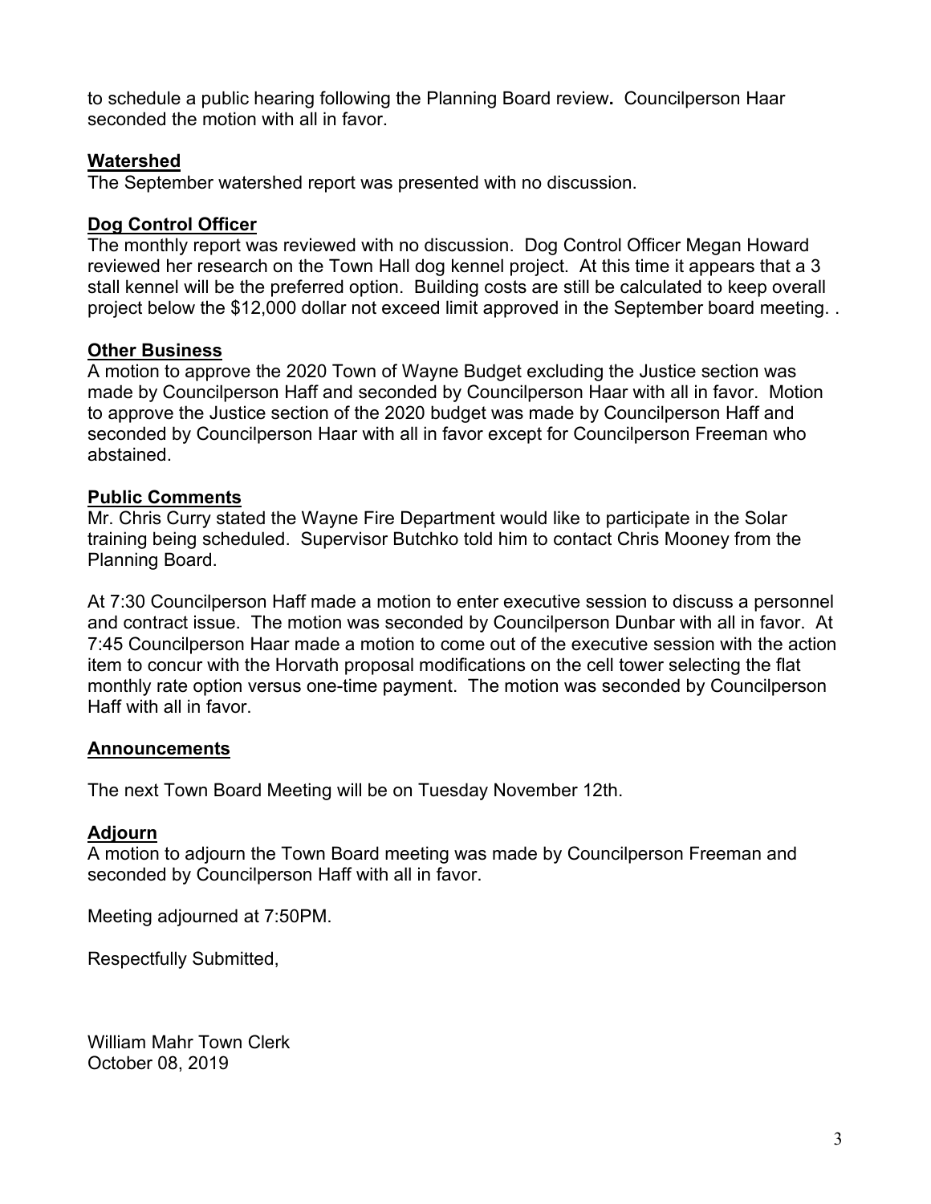to schedule a public hearing following the Planning Board review**.** Councilperson Haar seconded the motion with all in favor.

## **Watershed**

The September watershed report was presented with no discussion.

## **Dog Control Officer**

The monthly report was reviewed with no discussion. Dog Control Officer Megan Howard reviewed her research on the Town Hall dog kennel project. At this time it appears that a 3 stall kennel will be the preferred option. Building costs are still be calculated to keep overall project below the $12,000 dollar not exceed limit approved in the September board meeting. .

## **Other Business**

A motion to approve the 2020 Town of Wayne Budget excluding the Justice section was made by Councilperson Haff and seconded by Councilperson Haar with all in favor. Motion to approve the Justice section of the 2020 budget was made by Councilperson Haff and seconded by Councilperson Haar with all in favor except for Councilperson Freeman who abstained.

## **Public Comments**

Mr. Chris Curry stated the Wayne Fire Department would like to participate in the Solar training being scheduled. Supervisor Butchko told him to contact Chris Mooney from the Planning Board.

At 7:30 Councilperson Haff made a motion to enter executive session to discuss a personnel and contract issue. The motion was seconded by Councilperson Dunbar with all in favor. At 7:45 Councilperson Haar made a motion to come out of the executive session with the action item to concur with the Horvath proposal modifications on the cell tower selecting the flat monthly rate option versus one-time payment. The motion was seconded by Councilperson Haff with all in favor.

## **Announcements**

The next Town Board Meeting will be on Tuesday November 12th.

## **Adjourn**

A motion to adjourn the Town Board meeting was made by Councilperson Freeman and seconded by Councilperson Haff with all in favor.

Meeting adjourned at 7:50PM.

Respectfully Submitted,

William Mahr Town Clerk
October 08, 2019